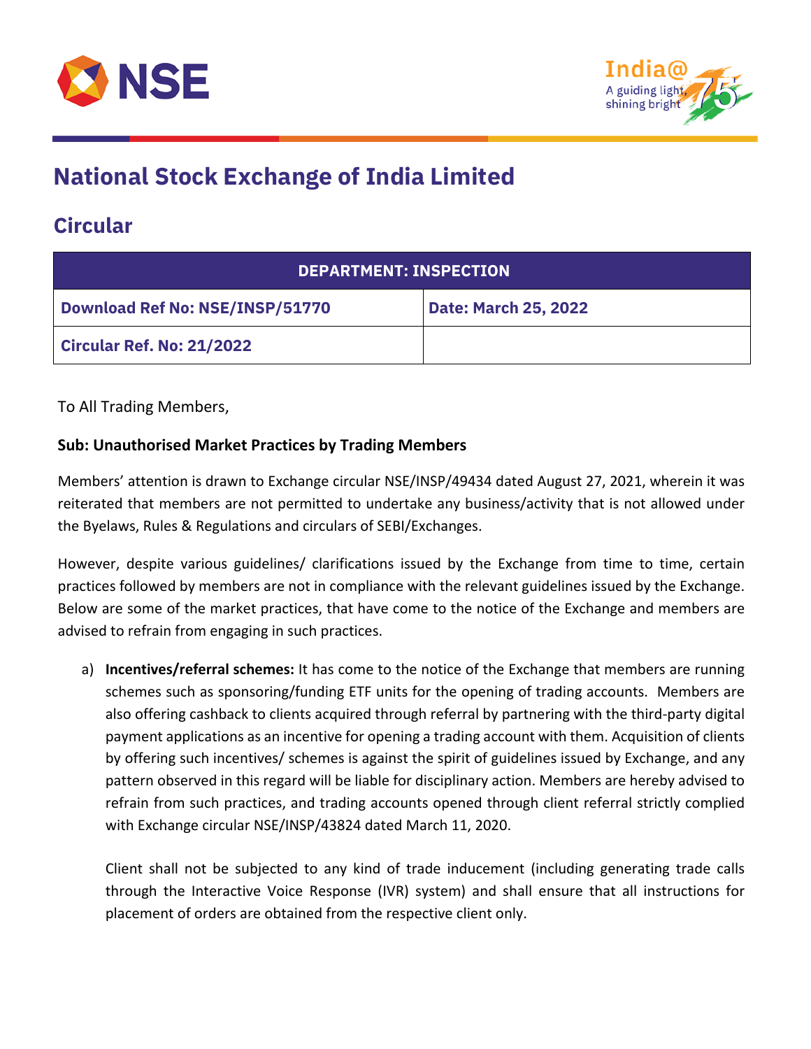# National Stock Exchange of India Limited

## Circular

| DEPARTMENT: INSPECTION | |
|---|---|
| **Download Ref No: NSE/INSP/51770** | **Date: March 25, 2022** |
| **Circular Ref. No: 21/2022** | |

To All Trading Members,

**Sub: Unauthorised Market Practices by Trading Members**

Members' attention is drawn to Exchange circular NSE/INSP/49434 dated August 27, 2021, wherein it was reiterated that members are not permitted to undertake any business/activity that is not allowed under the Byelaws, Rules & Regulations and circulars of SEBI/Exchanges.

However, despite various guidelines/ clarifications issued by the Exchange from time to time, certain practices followed by members are not in compliance with the relevant guidelines issued by the Exchange. Below are some of the market practices, that have come to the notice of the Exchange and members are advised to refrain from engaging in such practices.

a) **Incentives/referral schemes:** It has come to the notice of the Exchange that members are running schemes such as sponsoring/funding ETF units for the opening of trading accounts. Members are also offering cashback to clients acquired through referral by partnering with the third-party digital payment applications as an incentive for opening a trading account with them. Acquisition of clients by offering such incentives/ schemes is against the spirit of guidelines issued by Exchange, and any pattern observed in this regard will be liable for disciplinary action. Members are hereby advised to refrain from such practices, and trading accounts opened through client referral strictly complied with Exchange circular NSE/INSP/43824 dated March 11, 2020.

   Client shall not be subjected to any kind of trade inducement (including generating trade calls through the Interactive Voice Response (IVR) system) and shall ensure that all instructions for placement of orders are obtained from the respective client only.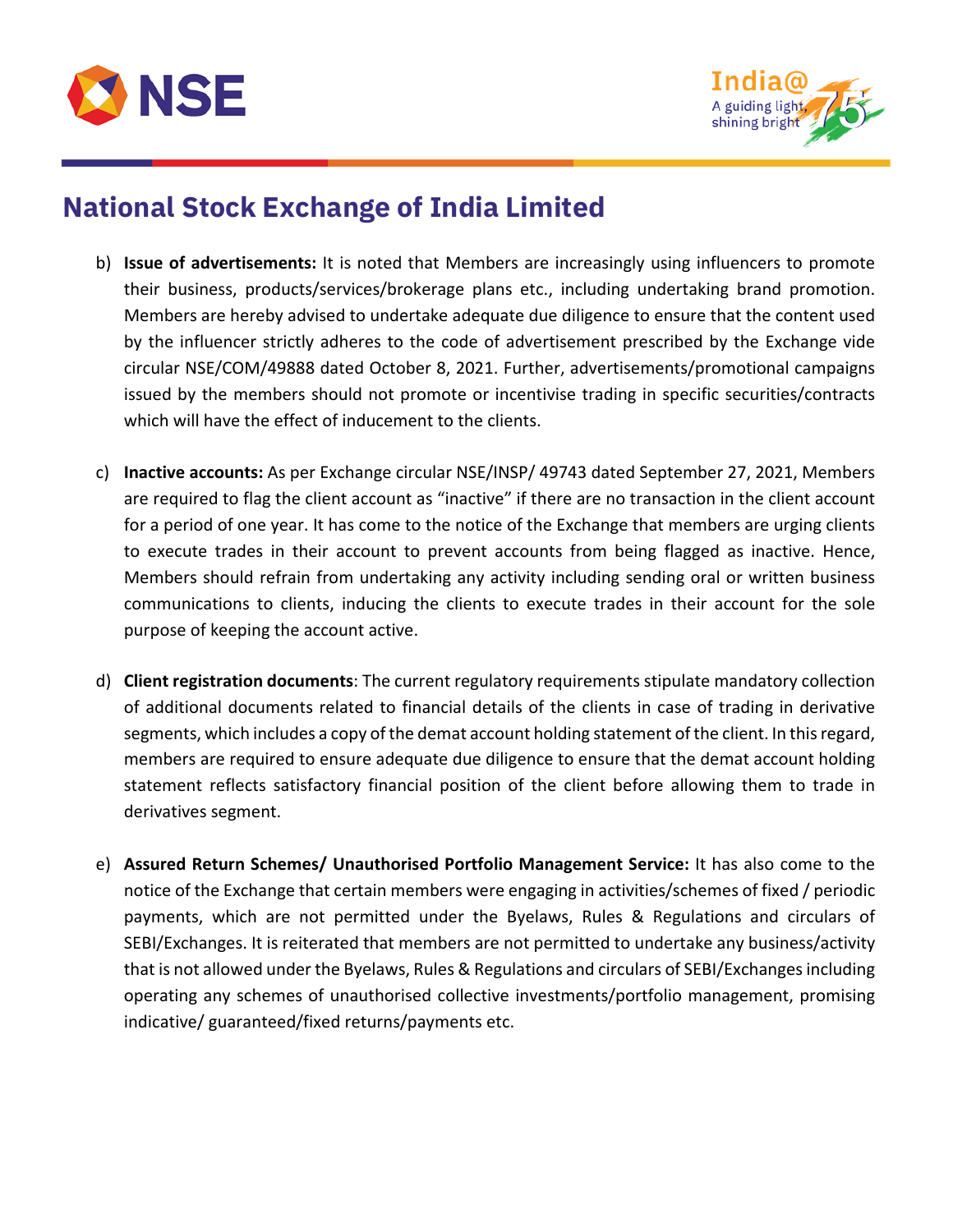# National Stock Exchange of India Limited

b) **Issue of advertisements:** It is noted that Members are increasingly using influencers to promote their business, products/services/brokerage plans etc., including undertaking brand promotion. Members are hereby advised to undertake adequate due diligence to ensure that the content used by the influencer strictly adheres to the code of advertisement prescribed by the Exchange vide circular NSE/COM/49888 dated October 8, 2021. Further, advertisements/promotional campaigns issued by the members should not promote or incentivise trading in specific securities/contracts which will have the effect of inducement to the clients.

c) **Inactive accounts:** As per Exchange circular NSE/INSP/ 49743 dated September 27, 2021, Members are required to flag the client account as "inactive" if there are no transaction in the client account for a period of one year. It has come to the notice of the Exchange that members are urging clients to execute trades in their account to prevent accounts from being flagged as inactive. Hence, Members should refrain from undertaking any activity including sending oral or written business communications to clients, inducing the clients to execute trades in their account for the sole purpose of keeping the account active.

d) **Client registration documents**: The current regulatory requirements stipulate mandatory collection of additional documents related to financial details of the clients in case of trading in derivative segments, which includes a copy of the demat account holding statement of the client. In this regard, members are required to ensure adequate due diligence to ensure that the demat account holding statement reflects satisfactory financial position of the client before allowing them to trade in derivatives segment.

e) **Assured Return Schemes/ Unauthorised Portfolio Management Service:** It has also come to the notice of the Exchange that certain members were engaging in activities/schemes of fixed / periodic payments, which are not permitted under the Byelaws, Rules & Regulations and circulars of SEBI/Exchanges. It is reiterated that members are not permitted to undertake any business/activity that is not allowed under the Byelaws, Rules & Regulations and circulars of SEBI/Exchanges including operating any schemes of unauthorised collective investments/portfolio management, promising indicative/ guaranteed/fixed returns/payments etc.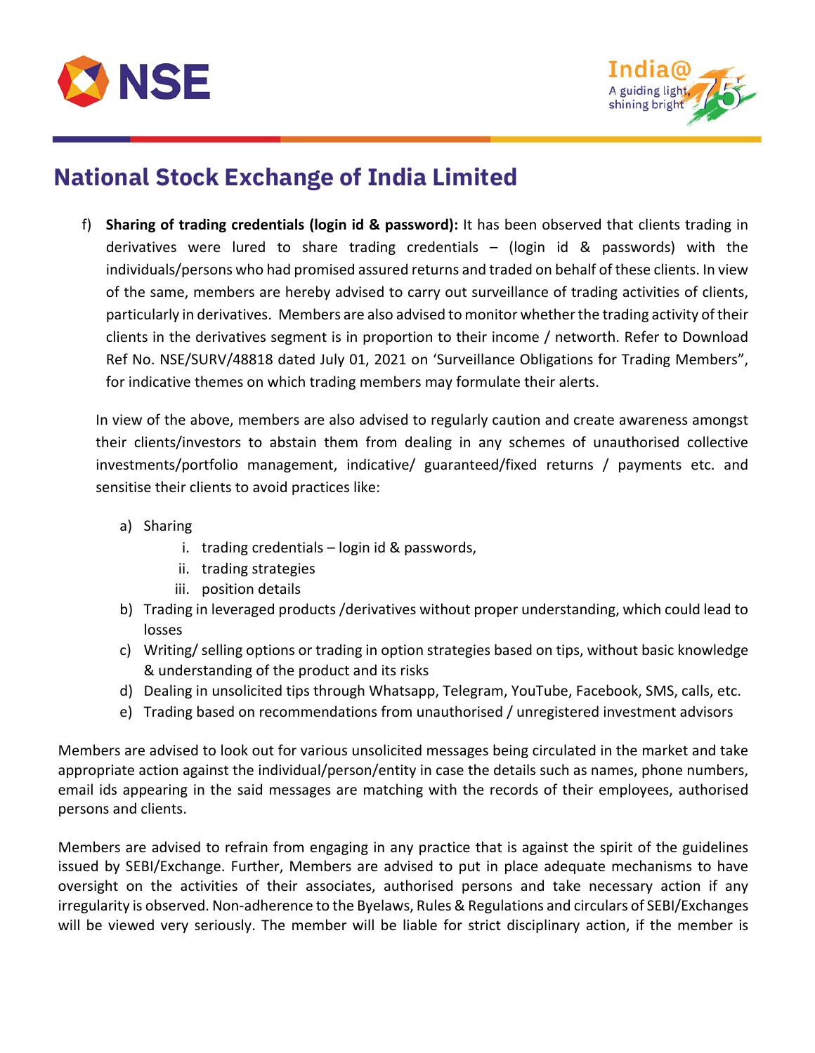f) **Sharing of trading credentials (login id & password):** It has been observed that clients trading in derivatives were lured to share trading credentials – (login id & passwords) with the individuals/persons who had promised assured returns and traded on behalf of these clients. In view of the same, members are hereby advised to carry out surveillance of trading activities of clients, particularly in derivatives. Members are also advised to monitor whether the trading activity of their clients in the derivatives segment is in proportion to their income / networth. Refer to Download Ref No. NSE/SURV/48818 dated July 01, 2021 on 'Surveillance Obligations for Trading Members", for indicative themes on which trading members may formulate their alerts.

In view of the above, members are also advised to regularly caution and create awareness amongst their clients/investors to abstain them from dealing in any schemes of unauthorised collective investments/portfolio management, indicative/ guaranteed/fixed returns / payments etc. and sensitise their clients to avoid practices like:

a) Sharing
   i. trading credentials – login id & passwords,
   ii. trading strategies
   iii. position details
b) Trading in leveraged products /derivatives without proper understanding, which could lead to losses
c) Writing/ selling options or trading in option strategies based on tips, without basic knowledge & understanding of the product and its risks
d) Dealing in unsolicited tips through Whatsapp, Telegram, YouTube, Facebook, SMS, calls, etc.
e) Trading based on recommendations from unauthorised / unregistered investment advisors

Members are advised to look out for various unsolicited messages being circulated in the market and take appropriate action against the individual/person/entity in case the details such as names, phone numbers, email ids appearing in the said messages are matching with the records of their employees, authorised persons and clients.

Members are advised to refrain from engaging in any practice that is against the spirit of the guidelines issued by SEBI/Exchange. Further, Members are advised to put in place adequate mechanisms to have oversight on the activities of their associates, authorised persons and take necessary action if any irregularity is observed. Non-adherence to the Byelaws, Rules & Regulations and circulars of SEBI/Exchanges will be viewed very seriously. The member will be liable for strict disciplinary action, if the member is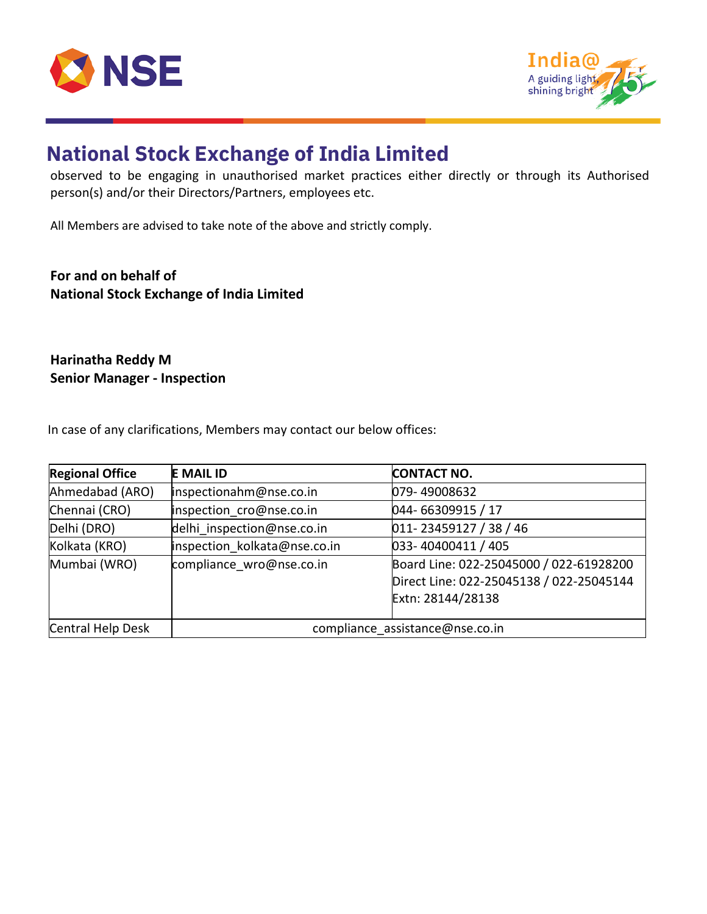observed to be engaging in unauthorised market practices either directly or through its Authorised person(s) and/or their Directors/Partners, employees etc.

All Members are advised to take note of the above and strictly comply.

**For and on behalf of**
**National Stock Exchange of India Limited**

**Harinatha Reddy M**
**Senior Manager - Inspection**

In case of any clarifications, Members may contact our below offices:

| Regional Office | E MAIL ID | CONTACT NO. |
|---|---|---|
| Ahmedabad (ARO) | inspectionahm@nse.co.in | 079- 49008632 |
| Chennai (CRO) | inspection_cro@nse.co.in | 044- 66309915 / 17 |
| Delhi (DRO) | delhi_inspection@nse.co.in | 011- 23459127 / 38 / 46 |
| Kolkata (KRO) | inspection_kolkata@nse.co.in | 033- 40400411 / 405 |
| Mumbai (WRO) | compliance_wro@nse.co.in | Board Line: 022-25045000 / 022-61928200<br>Direct Line: 022-25045138 / 022-25045144<br>Extn: 28144/28138 |
| Central Help Desk | compliance_assistance@nse.co.in | |